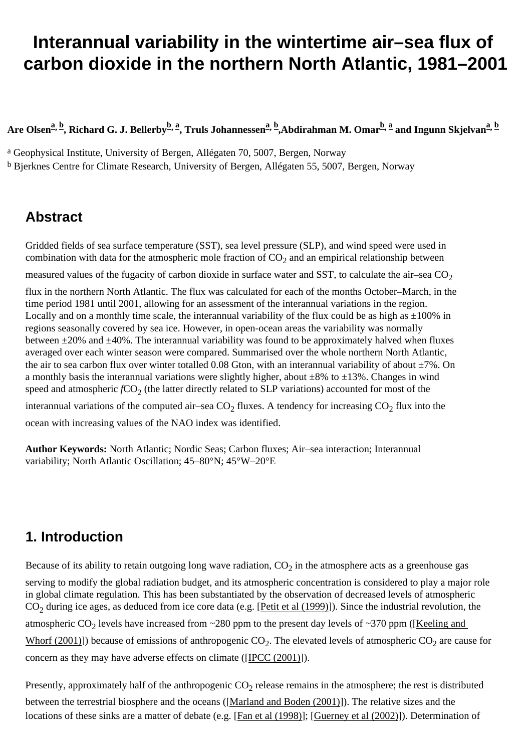# Interannual variability in the wintertime air–sea flux of carbon dioxide in the northern North Atlantic, 1981–2001

**Are Olsen[a, b], Richard G. J. Bellerby[b, a], Truls Johannessen[a, b], Abdirahman M. Omar[b, a] and Ingunn Skjelvan[a, b]**

[a] Geophysical Institute, University of Bergen, Allégaten 70, 5007, Bergen, Norway

[b] Bjerknes Centre for Climate Research, University of Bergen, Allégaten 55, 5007, Bergen, Norway

## Abstract

Gridded fields of sea surface temperature (SST), sea level pressure (SLP), and wind speed were used in combination with data for the atmospheric mole fraction of $CO_2$ and an empirical relationship between measured values of the fugacity of carbon dioxide in surface water and SST, to calculate the air–sea $CO_2$ flux in the northern North Atlantic. The flux was calculated for each of the months October–March, in the time period 1981 until 2001, allowing for an assessment of the interannual variations in the region. Locally and on a monthly time scale, the interannual variability of the flux could be as high as ±100% in regions seasonally covered by sea ice. However, in open-ocean areas the variability was normally between ±20% and ±40%. The interannual variability was found to be approximately halved when fluxes averaged over each winter season were compared. Summarised over the whole northern North Atlantic, the air to sea carbon flux over winter totalled 0.08 Gton, with an interannual variability of about ±7%. On a monthly basis the interannual variations were slightly higher, about ±8% to ±13%. Changes in wind speed and atmospheric $fCO_2$ (the latter directly related to SLP variations) accounted for most of the interannual variations of the computed air–sea $CO_2$ fluxes. A tendency for increasing $CO_2$ flux into the ocean with increasing values of the NAO index was identified.

**Author Keywords:** North Atlantic; Nordic Seas; Carbon fluxes; Air–sea interaction; Interannual variability; North Atlantic Oscillation; 45–80°N; 45°W–20°E

## 1. Introduction

Because of its ability to retain outgoing long wave radiation, $CO_2$ in the atmosphere acts as a greenhouse gas serving to modify the global radiation budget, and its atmospheric concentration is considered to play a major role in global climate regulation. This has been substantiated by the observation of decreased levels of atmospheric $CO_2$ during ice ages, as deduced from ice core data (e.g. [Petit et al (1999)]). Since the industrial revolution, the atmospheric $CO_2$ levels have increased from ~280 ppm to the present day levels of ~370 ppm ([Keeling and Whorf (2001)]) because of emissions of anthropogenic $CO_2$. The elevated levels of atmospheric $CO_2$ are cause for concern as they may have adverse effects on climate ([IPCC (2001)]).

Presently, approximately half of the anthropogenic $CO_2$ release remains in the atmosphere; the rest is distributed between the terrestrial biosphere and the oceans ([Marland and Boden (2001)]). The relative sizes and the locations of these sinks are a matter of debate (e.g. [Fan et al (1998)]; [Guerney et al (2002)]). Determination of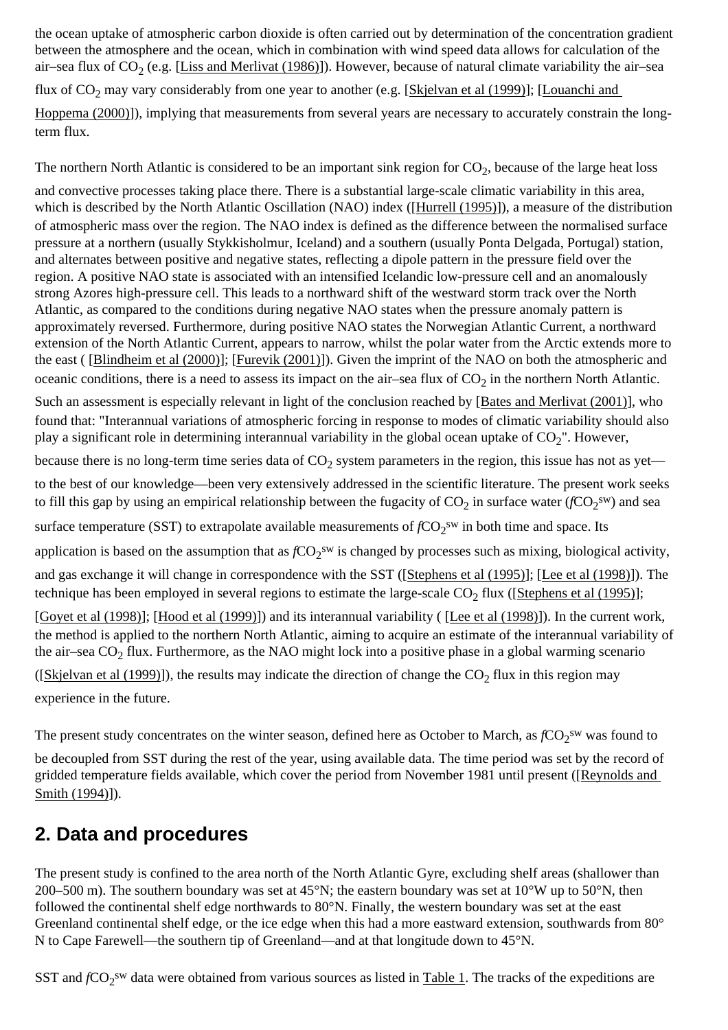the ocean uptake of atmospheric carbon dioxide is often carried out by determination of the concentration gradient between the atmosphere and the ocean, which in combination with wind speed data allows for calculation of the air–sea flux of $CO_2$ (e.g. [Liss and Merlivat (1986)]). However, because of natural climate variability the air–sea flux of $CO_2$ may vary considerably from one year to another (e.g. [Skjelvan et al (1999)]; [Louanchi and Hoppema (2000)]), implying that measurements from several years are necessary to accurately constrain the long-term flux.

The northern North Atlantic is considered to be an important sink region for $CO_2$, because of the large heat loss and convective processes taking place there. There is a substantial large-scale climatic variability in this area, which is described by the North Atlantic Oscillation (NAO) index ([Hurrell (1995)]), a measure of the distribution of atmospheric mass over the region. The NAO index is defined as the difference between the normalised surface pressure at a northern (usually Stykkisholmur, Iceland) and a southern (usually Ponta Delgada, Portugal) station, and alternates between positive and negative states, reflecting a dipole pattern in the pressure field over the region. A positive NAO state is associated with an intensified Icelandic low-pressure cell and an anomalously strong Azores high-pressure cell. This leads to a northward shift of the westward storm track over the North Atlantic, as compared to the conditions during negative NAO states when the pressure anomaly pattern is approximately reversed. Furthermore, during positive NAO states the Norwegian Atlantic Current, a northward extension of the North Atlantic Current, appears to narrow, whilst the polar water from the Arctic extends more to the east ( [Blindheim et al (2000)]; [Furevik (2001)]). Given the imprint of the NAO on both the atmospheric and oceanic conditions, there is a need to assess its impact on the air–sea flux of $CO_2$ in the northern North Atlantic. Such an assessment is especially relevant in light of the conclusion reached by [Bates and Merlivat (2001)], who found that: "Interannual variations of atmospheric forcing in response to modes of climatic variability should also play a significant role in determining interannual variability in the global ocean uptake of $CO_2$". However, because there is no long-term time series data of $CO_2$ system parameters in the region, this issue has not as yet—to the best of our knowledge—been very extensively addressed in the scientific literature. The present work seeks to fill this gap by using an empirical relationship between the fugacity of $CO_2$ in surface water ($fCO_2^{sw}$) and sea surface temperature (SST) to extrapolate available measurements of $fCO_2^{sw}$ in both time and space. Its application is based on the assumption that as $fCO_2^{sw}$ is changed by processes such as mixing, biological activity, and gas exchange it will change in correspondence with the SST ([Stephens et al (1995)]; [Lee et al (1998)]). The technique has been employed in several regions to estimate the large-scale $CO_2$ flux ([Stephens et al (1995)]; [Goyet et al (1998)]; [Hood et al (1999)]) and its interannual variability ( [Lee et al (1998)]). In the current work, the method is applied to the northern North Atlantic, aiming to acquire an estimate of the interannual variability of the air–sea $CO_2$ flux. Furthermore, as the NAO might lock into a positive phase in a global warming scenario ([Skjelvan et al (1999)]), the results may indicate the direction of change the $CO_2$ flux in this region may experience in the future.

The present study concentrates on the winter season, defined here as October to March, as $fCO_2^{sw}$ was found to be decoupled from SST during the rest of the year, using available data. The time period was set by the record of gridded temperature fields available, which cover the period from November 1981 until present ([Reynolds and Smith (1994)]).

## 2. Data and procedures

The present study is confined to the area north of the North Atlantic Gyre, excluding shelf areas (shallower than 200–500 m). The southern boundary was set at 45°N; the eastern boundary was set at 10°W up to 50°N, then followed the continental shelf edge northwards to 80°N. Finally, the western boundary was set at the east Greenland continental shelf edge, or the ice edge when this had a more eastward extension, southwards from 80° N to Cape Farewell—the southern tip of Greenland—and at that longitude down to 45°N.

SST and $fCO_2^{sw}$ data were obtained from various sources as listed in Table 1. The tracks of the expeditions are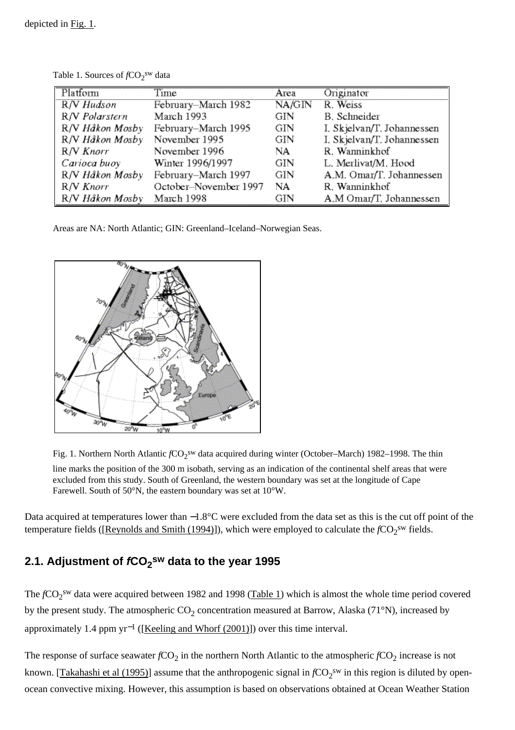depicted in Fig. 1.

Table 1. Sources of $fCO_2^{sw}$ data

| Platform | Time | Area | Originator |
|---|---|---|---|
| R/V *Hudson* | February–March 1982 | NA/GIN | R. Weiss |
| R/V *Polarstern* | March 1993 | GIN | B. Schneider |
| R/V *Håkon Mosby* | February–March 1995 | GIN | I. Skjelvan/T. Johannessen |
| R/V *Håkon Mosby* | November 1995 | GIN | I. Skjelvan/T. Johannessen |
| R/V *Knorr* | November 1996 | NA | R. Wanninkhof |
| *Carioca buoy* | Winter 1996/1997 | GIN | L. Merlivat/M. Hood |
| R/V *Håkon Mosby* | February–March 1997 | GIN | A.M. Omar/T. Johannessen |
| R/V *Knorr* | October–November 1997 | NA | R. Wanninkhof |
| R/V *Håkon Mosby* | March 1998 | GIN | A.M Omar/T. Johannessen |

Areas are NA: North Atlantic; GIN: Greenland–Iceland–Norwegian Seas.

Fig. 1. Northern North Atlantic $fCO_2^{sw}$ data acquired during winter (October–March) 1982–1998. The thin line marks the position of the 300 m isobath, serving as an indication of the continental shelf areas that were excluded from this study. South of Greenland, the western boundary was set at the longitude of Cape Farewell. South of 50°N, the eastern boundary was set at 10°W.

Data acquired at temperatures lower than −1.8°C were excluded from the data set as this is the cut off point of the temperature fields ([Reynolds and Smith (1994)]), which were employed to calculate the $fCO_2^{sw}$ fields.

## 2.1. Adjustment of $fCO_2^{sw}$ data to the year 1995

The $fCO_2^{sw}$ data were acquired between 1982 and 1998 (Table 1) which is almost the whole time period covered by the present study. The atmospheric $CO_2$ concentration measured at Barrow, Alaska (71°N), increased by approximately 1.4 ppm $yr^{-1}$ ([Keeling and Whorf (2001)]) over this time interval.

The response of surface seawater $fCO_2$ in the northern North Atlantic to the atmospheric $fCO_2$ increase is not known. [Takahashi et al (1995)] assume that the anthropogenic signal in $fCO_2^{sw}$ in this region is diluted by open-ocean convective mixing. However, this assumption is based on observations obtained at Ocean Weather Station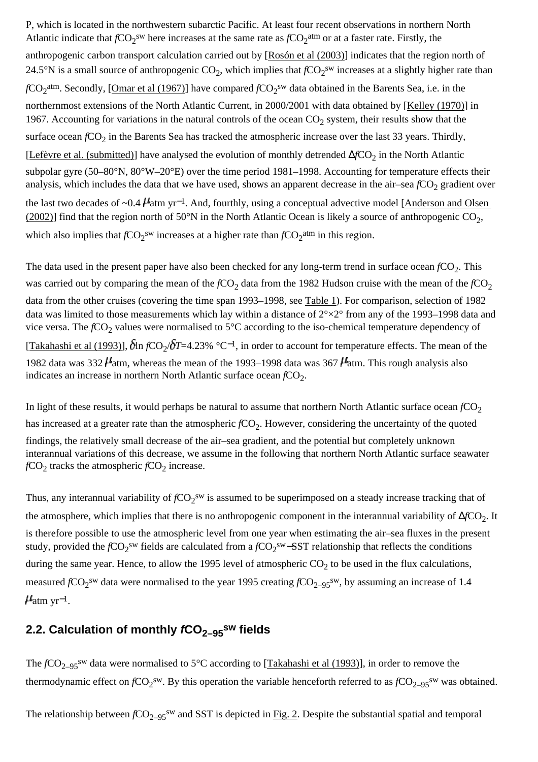P, which is located in the northwestern subarctic Pacific. At least four recent observations in northern North Atlantic indicate that $fCO_2^{sw}$ here increases at the same rate as $fCO_2^{atm}$ or at a faster rate. Firstly, the anthropogenic carbon transport calculation carried out by [Rosón et al (2003)] indicates that the region north of 24.5°N is a small source of anthropogenic $CO_2$, which implies that $fCO_2^{sw}$ increases at a slightly higher rate than $fCO_2^{atm}$. Secondly, [Omar et al (1967)] have compared $fCO_2^{sw}$ data obtained in the Barents Sea, i.e. in the northernmost extensions of the North Atlantic Current, in 2000/2001 with data obtained by [Kelley (1970)] in 1967. Accounting for variations in the natural controls of the ocean $CO_2$ system, their results show that the surface ocean $fCO_2$ in the Barents Sea has tracked the atmospheric increase over the last 33 years. Thirdly, [Lefèvre et al. (submitted)] have analysed the evolution of monthly detrended $\Delta fCO_2$ in the North Atlantic subpolar gyre (50–80°N, 80°W–20°E) over the time period 1981–1998. Accounting for temperature effects their analysis, which includes the data that we have used, shows an apparent decrease in the air–sea $fCO_2$ gradient over the last two decades of ~0.4 $\mu$atm $yr^{-1}$. And, fourthly, using a conceptual advective model [Anderson and Olsen (2002)] find that the region north of 50°N in the North Atlantic Ocean is likely a source of anthropogenic $CO_2$, which also implies that $fCO_2^{sw}$ increases at a higher rate than $fCO_2^{atm}$ in this region.

The data used in the present paper have also been checked for any long-term trend in surface ocean $fCO_2$. This was carried out by comparing the mean of the $fCO_2$ data from the 1982 Hudson cruise with the mean of the $fCO_2$ data from the other cruises (covering the time span 1993–1998, see Table 1). For comparison, selection of 1982 data was limited to those measurements which lay within a distance of 2°×2° from any of the 1993–1998 data and vice versa. The $fCO_2$ values were normalised to 5°C according to the iso-chemical temperature dependency of [Takahashi et al (1993)], $\delta \ln fCO_2/\delta T$=4.23% °C$^{-1}$, in order to account for temperature effects. The mean of the 1982 data was 332 $\mu$atm, whereas the mean of the 1993–1998 data was 367 $\mu$atm. This rough analysis also indicates an increase in northern North Atlantic surface ocean $fCO_2$.

In light of these results, it would perhaps be natural to assume that northern North Atlantic surface ocean $fCO_2$ has increased at a greater rate than the atmospheric $fCO_2$. However, considering the uncertainty of the quoted findings, the relatively small decrease of the air–sea gradient, and the potential but completely unknown interannual variations of this decrease, we assume in the following that northern North Atlantic surface seawater $fCO_2$ tracks the atmospheric $fCO_2$ increase.

Thus, any interannual variability of $fCO_2^{sw}$ is assumed to be superimposed on a steady increase tracking that of the atmosphere, which implies that there is no anthropogenic component in the interannual variability of $\Delta fCO_2$. It is therefore possible to use the atmospheric level from one year when estimating the air–sea fluxes in the present study, provided the $fCO_2^{sw}$ fields are calculated from a $fCO_2^{sw}$–SST relationship that reflects the conditions during the same year. Hence, to allow the 1995 level of atmospheric $CO_2$ to be used in the flux calculations, measured $fCO_2^{sw}$ data were normalised to the year 1995 creating $fCO_{2-95}^{sw}$, by assuming an increase of 1.4 $\mu$atm $yr^{-1}$.

## 2.2. Calculation of monthly $fCO_{2-95}^{sw}$ fields

The $fCO_{2-95}^{sw}$ data were normalised to 5°C according to [Takahashi et al (1993)], in order to remove the thermodynamic effect on $fCO_2^{sw}$. By this operation the variable henceforth referred to as $fCO_{2-95}^{sw}$ was obtained.

The relationship between $fCO_{2-95}^{sw}$ and SST is depicted in Fig. 2. Despite the substantial spatial and temporal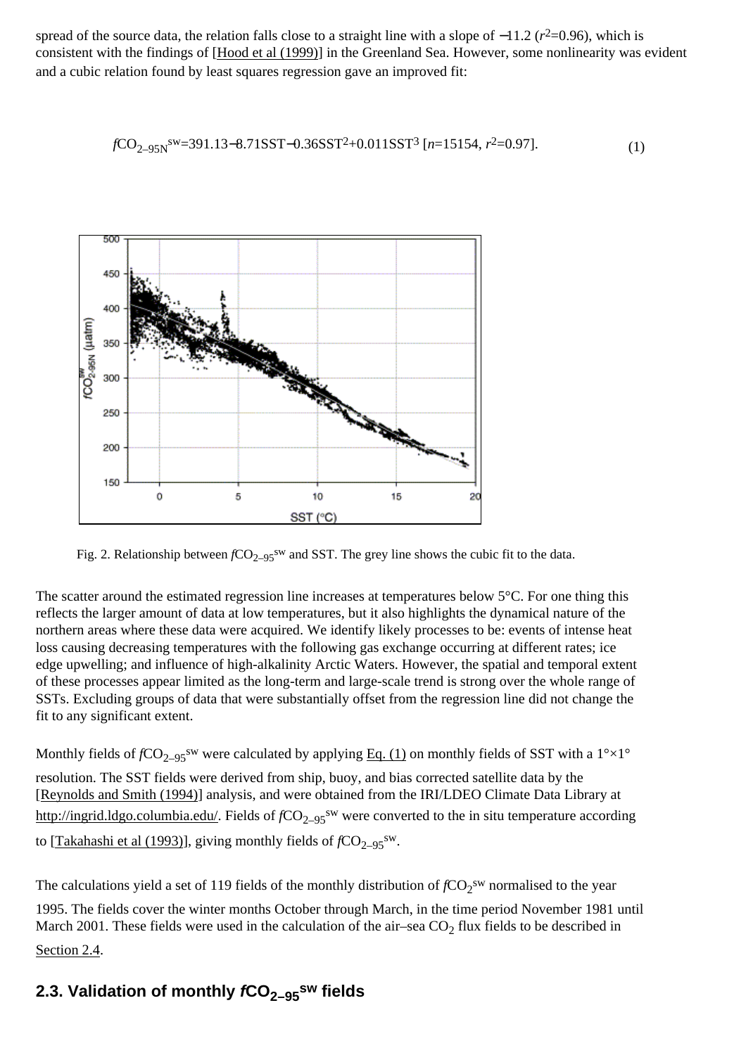spread of the source data, the relation falls close to a straight line with a slope of −11.2 ($r^2$=0.96), which is consistent with the findings of [Hood et al (1999)] in the Greenland Sea. However, some nonlinearity was evident and a cubic relation found by least squares regression gave an improved fit:

$$fCO_{2-95N}^{sw} = 391.13 - 8.71\,SST - 0.36\,SST^2 + 0.011\,SST^3 \quad [n=15154,\ r^2=0.97]. \tag{1}$$

Fig. 2. Relationship between $fCO_{2-95}^{sw}$ and SST. The grey line shows the cubic fit to the data.

The scatter around the estimated regression line increases at temperatures below 5°C. For one thing this reflects the larger amount of data at low temperatures, but it also highlights the dynamical nature of the northern areas where these data were acquired. We identify likely processes to be: events of intense heat loss causing decreasing temperatures with the following gas exchange occurring at different rates; ice edge upwelling; and influence of high-alkalinity Arctic Waters. However, the spatial and temporal extent of these processes appear limited as the long-term and large-scale trend is strong over the whole range of SSTs. Excluding groups of data that were substantially offset from the regression line did not change the fit to any significant extent.

Monthly fields of $fCO_{2-95}^{sw}$ were calculated by applying Eq. (1) on monthly fields of SST with a 1°×1° resolution. The SST fields were derived from ship, buoy, and bias corrected satellite data by the [Reynolds and Smith (1994)] analysis, and were obtained from the IRI/LDEO Climate Data Library at http://ingrid.ldgo.columbia.edu/. Fields of $fCO_{2-95}^{sw}$ were converted to the in situ temperature according to [Takahashi et al (1993)], giving monthly fields of $fCO_{2-95}^{sw}$.

The calculations yield a set of 119 fields of the monthly distribution of $fCO_2^{sw}$ normalised to the year 1995. The fields cover the winter months October through March, in the time period November 1981 until March 2001. These fields were used in the calculation of the air–sea $CO_2$ flux fields to be described in Section 2.4.

## 2.3. Validation of monthly $fCO_{2-95}^{sw}$ fields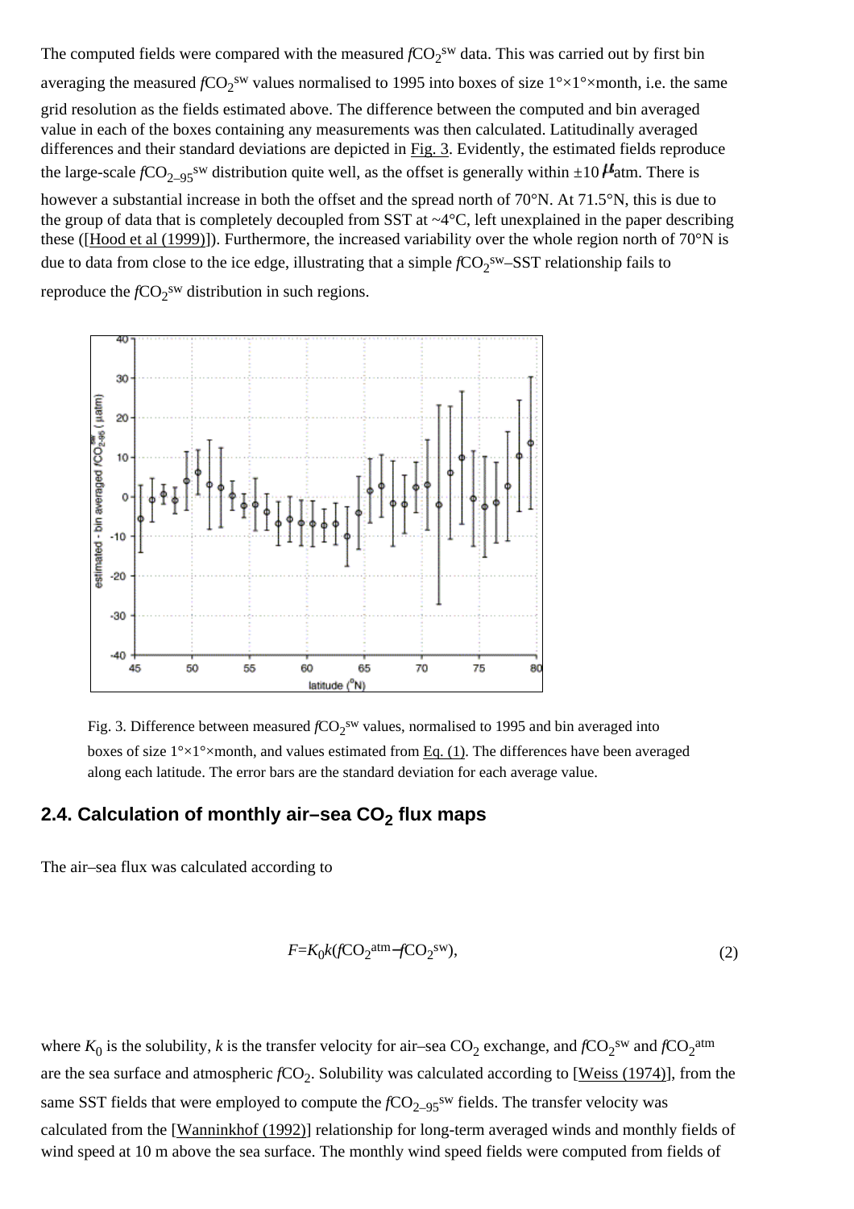The computed fields were compared with the measured $fCO_2^{sw}$ data. This was carried out by first bin averaging the measured $fCO_2^{sw}$ values normalised to 1995 into boxes of size 1°×1°×month, i.e. the same grid resolution as the fields estimated above. The difference between the computed and bin averaged value in each of the boxes containing any measurements was then calculated. Latitudinally averaged differences and their standard deviations are depicted in Fig. 3. Evidently, the estimated fields reproduce the large-scale $fCO_{2-95}^{sw}$ distribution quite well, as the offset is generally within ±10 $\mu$atm. There is however a substantial increase in both the offset and the spread north of 70°N. At 71.5°N, this is due to the group of data that is completely decoupled from SST at ~4°C, left unexplained in the paper describing these ([Hood et al (1999)]). Furthermore, the increased variability over the whole region north of 70°N is due to data from close to the ice edge, illustrating that a simple $fCO_2^{sw}$–SST relationship fails to reproduce the $fCO_2^{sw}$ distribution in such regions.

Fig. 3. Difference between measured $fCO_2^{sw}$ values, normalised to 1995 and bin averaged into boxes of size 1°×1°×month, and values estimated from Eq. (1). The differences have been averaged along each latitude. The error bars are the standard deviation for each average value.

## 2.4. Calculation of monthly air–sea $CO_2$ flux maps

The air–sea flux was calculated according to

$$F=K_0k(fCO_2^{atm}-fCO_2^{sw}), \tag{2}$$

where $K_0$ is the solubility, $k$ is the transfer velocity for air–sea $CO_2$ exchange, and $fCO_2^{sw}$ and $fCO_2^{atm}$ are the sea surface and atmospheric $fCO_2$. Solubility was calculated according to [Weiss (1974)], from the same SST fields that were employed to compute the $fCO_{2-95}^{sw}$ fields. The transfer velocity was calculated from the [Wanninkhof (1992)] relationship for long-term averaged winds and monthly fields of wind speed at 10 m above the sea surface. The monthly wind speed fields were computed from fields of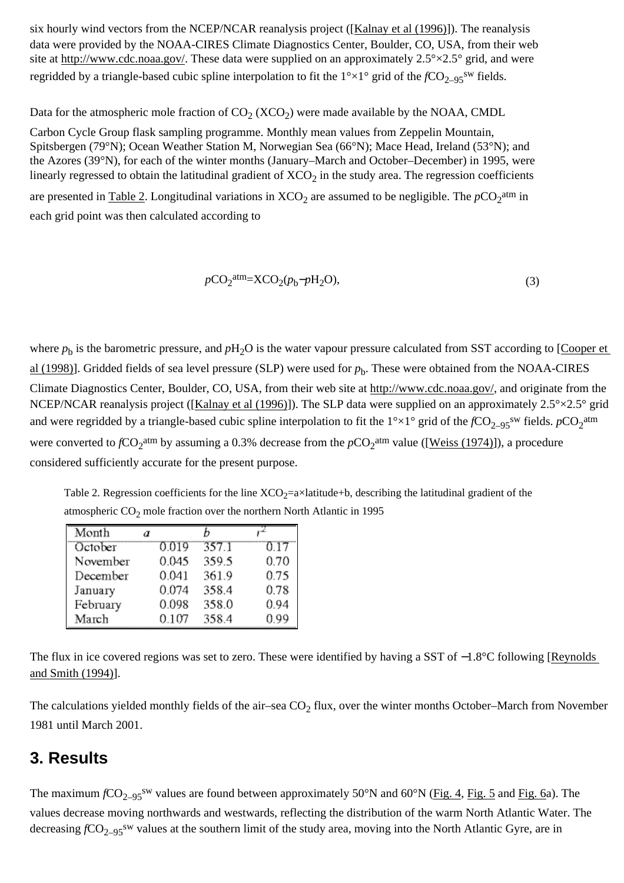six hourly wind vectors from the NCEP/NCAR reanalysis project ([Kalnay et al (1996)]). The reanalysis data were provided by the NOAA-CIRES Climate Diagnostics Center, Boulder, CO, USA, from their web site at http://www.cdc.noaa.gov/. These data were supplied on an approximately 2.5°×2.5° grid, and were regridded by a triangle-based cubic spline interpolation to fit the 1°×1° grid of the $fCO_{2\text{–}95}^{sw}$ fields.

Data for the atmospheric mole fraction of $CO_2$ ($XCO_2$) were made available by the NOAA, CMDL Carbon Cycle Group flask sampling programme. Monthly mean values from Zeppelin Mountain, Spitsbergen (79°N); Ocean Weather Station M, Norwegian Sea (66°N); Mace Head, Ireland (53°N); and the Azores (39°N), for each of the winter months (January–March and October–December) in 1995, were linearly regressed to obtain the latitudinal gradient of $XCO_2$ in the study area. The regression coefficients are presented in Table 2. Longitudinal variations in $XCO_2$ are assumed to be negligible. The $pCO_2^{atm}$ in each grid point was then calculated according to

$$pCO_2^{atm} = XCO_2(p_b - pH_2O), \quad (3)$$

where $p_b$ is the barometric pressure, and $pH_2O$ is the water vapour pressure calculated from SST according to [Cooper et al (1998)]. Gridded fields of sea level pressure (SLP) were used for $p_b$. These were obtained from the NOAA-CIRES Climate Diagnostics Center, Boulder, CO, USA, from their web site at http://www.cdc.noaa.gov/, and originate from the NCEP/NCAR reanalysis project ([Kalnay et al (1996)]). The SLP data were supplied on an approximately 2.5°×2.5° grid and were regridded by a triangle-based cubic spline interpolation to fit the 1°×1° grid of the $fCO_{2\text{–}95}^{sw}$ fields. $pCO_2^{atm}$ were converted to $fCO_2^{atm}$ by assuming a 0.3% decrease from the $pCO_2^{atm}$ value ([Weiss (1974)]), a procedure considered sufficiently accurate for the present purpose.

Table 2. Regression coefficients for the line $XCO_2$=a×latitude+b, describing the latitudinal gradient of the atmospheric $CO_2$ mole fraction over the northern North Atlantic in 1995

| Month | a | b | $r^2$ |
|---|---|---|---|
| October | 0.019 | 357.1 | 0.17 |
| November | 0.045 | 359.5 | 0.70 |
| December | 0.041 | 361.9 | 0.75 |
| January | 0.074 | 358.4 | 0.78 |
| February | 0.098 | 358.0 | 0.94 |
| March | 0.107 | 358.4 | 0.99 |

The flux in ice covered regions was set to zero. These were identified by having a SST of −1.8°C following [Reynolds and Smith (1994)].

The calculations yielded monthly fields of the air–sea $CO_2$ flux, over the winter months October–March from November 1981 until March 2001.

## 3. Results

The maximum $fCO_{2\text{–}95}^{sw}$ values are found between approximately 50°N and 60°N (Fig. 4, Fig. 5 and Fig. 6a). The values decrease moving northwards and westwards, reflecting the distribution of the warm North Atlantic Water. The decreasing $fCO_{2\text{–}95}^{sw}$ values at the southern limit of the study area, moving into the North Atlantic Gyre, are in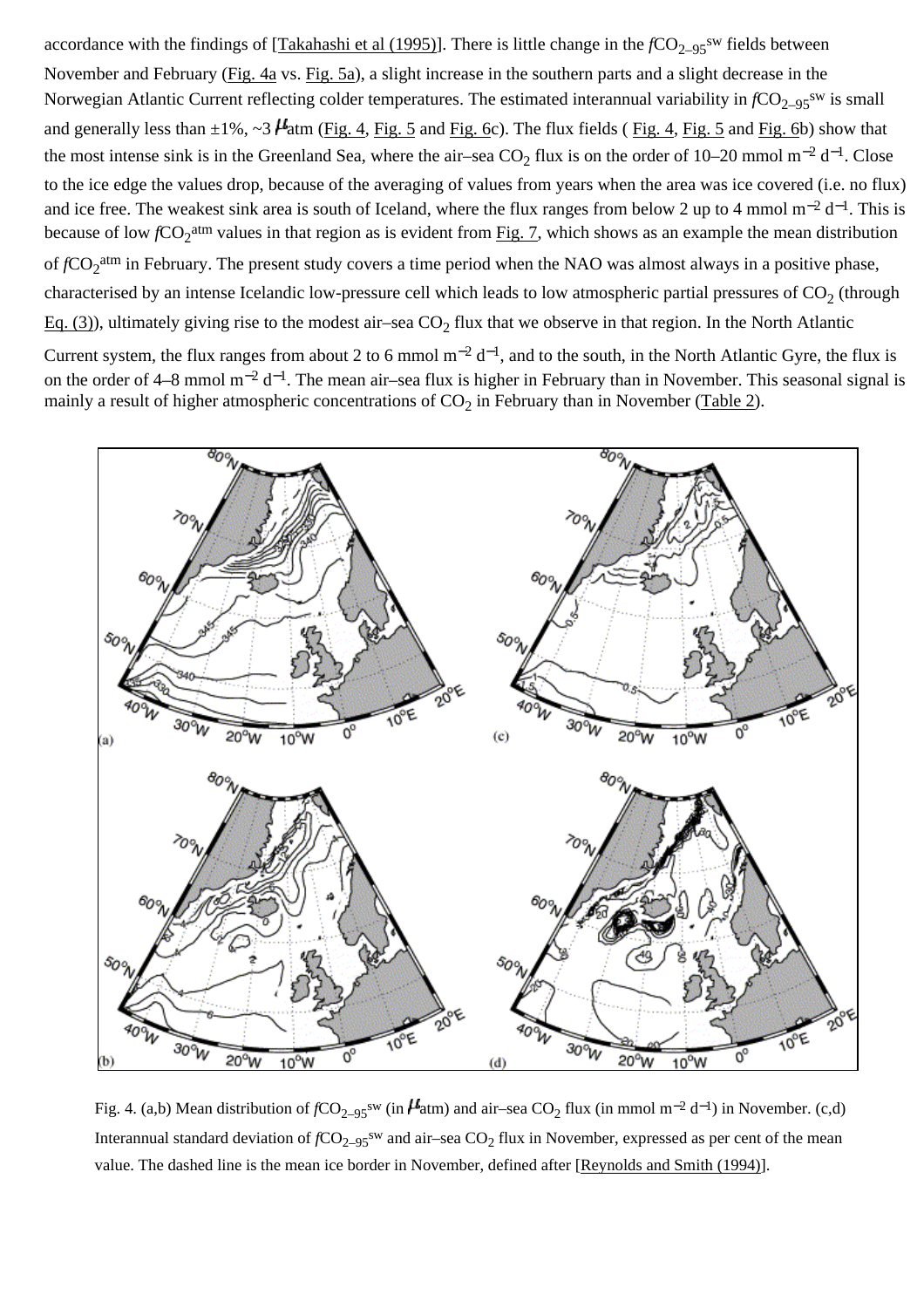accordance with the findings of [Takahashi et al (1995)]. There is little change in the $fCO_{2-95}^{sw}$ fields between November and February (Fig. 4a vs. Fig. 5a), a slight increase in the southern parts and a slight decrease in the Norwegian Atlantic Current reflecting colder temperatures. The estimated interannual variability in $fCO_{2-95}^{sw}$ is small and generally less than ±1%, ~3 μatm (Fig. 4, Fig. 5 and Fig. 6c). The flux fields ( Fig. 4, Fig. 5 and Fig. 6b) show that the most intense sink is in the Greenland Sea, where the air–sea $CO_2$ flux is on the order of 10–20 mmol $m^{-2}$ $d^{-1}$. Close to the ice edge the values drop, because of the averaging of values from years when the area was ice covered (i.e. no flux) and ice free. The weakest sink area is south of Iceland, where the flux ranges from below 2 up to 4 mmol $m^{-2}$ $d^{-1}$. This is because of low $fCO_2^{atm}$ values in that region as is evident from Fig. 7, which shows as an example the mean distribution of $fCO_2^{atm}$ in February. The present study covers a time period when the NAO was almost always in a positive phase, characterised by an intense Icelandic low-pressure cell which leads to low atmospheric partial pressures of $CO_2$ (through Eq. (3)), ultimately giving rise to the modest air–sea $CO_2$ flux that we observe in that region. In the North Atlantic Current system, the flux ranges from about 2 to 6 mmol $m^{-2}$ $d^{-1}$, and to the south, in the North Atlantic Gyre, the flux is on the order of 4–8 mmol $m^{-2}$ $d^{-1}$. The mean air–sea flux is higher in February than in November. This seasonal signal is mainly a result of higher atmospheric concentrations of $CO_2$ in February than in November (Table 2).

Fig. 4. (a,b) Mean distribution of $fCO_{2-95}^{sw}$ (in μatm) and air–sea $CO_2$ flux (in mmol $m^{-2}$ $d^{-1}$) in November. (c,d) Interannual standard deviation of $fCO_{2-95}^{sw}$ and air–sea $CO_2$ flux in November, expressed as per cent of the mean value. The dashed line is the mean ice border in November, defined after [Reynolds and Smith (1994)].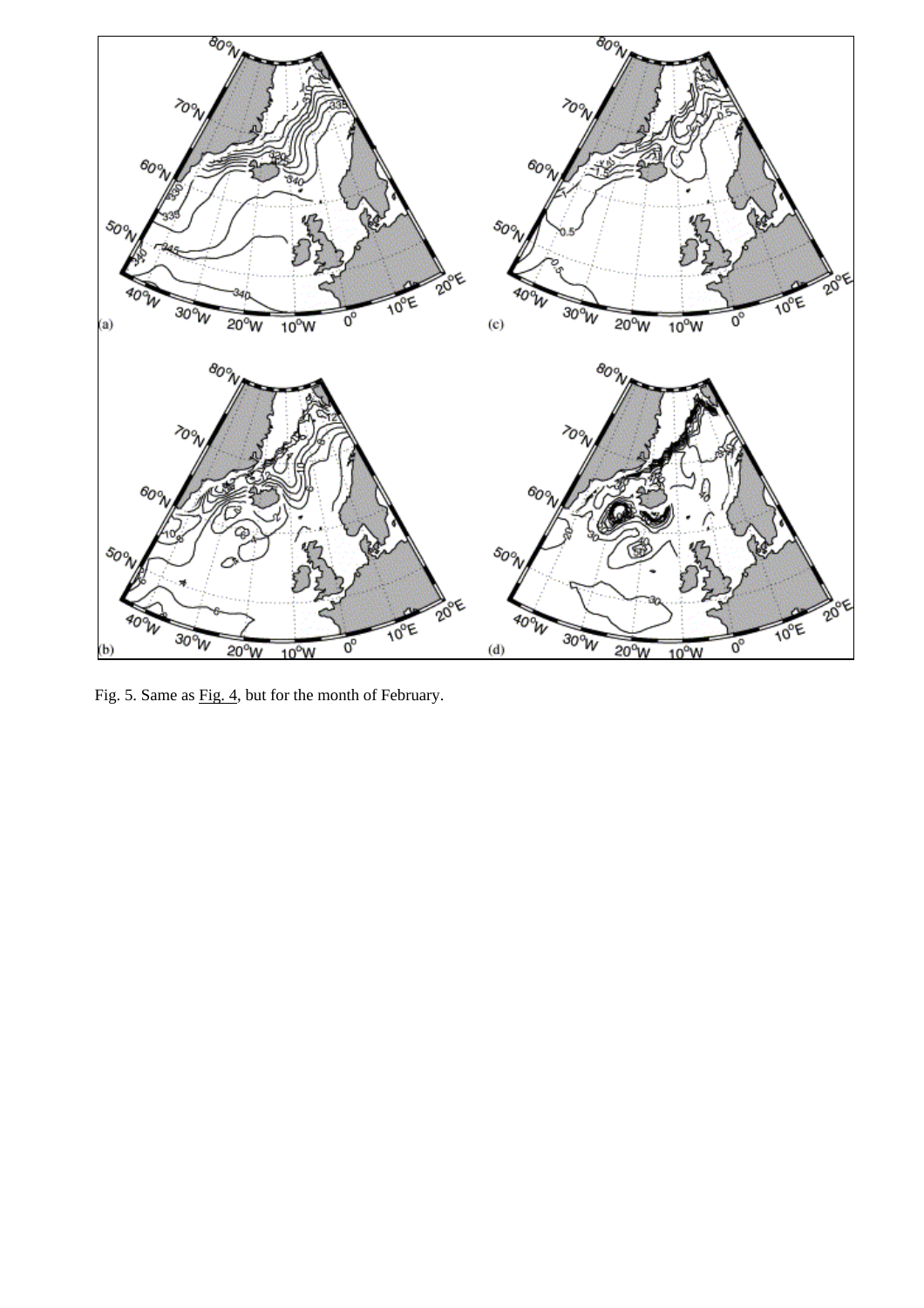Fig. 5. Same as Fig. 4, but for the month of February.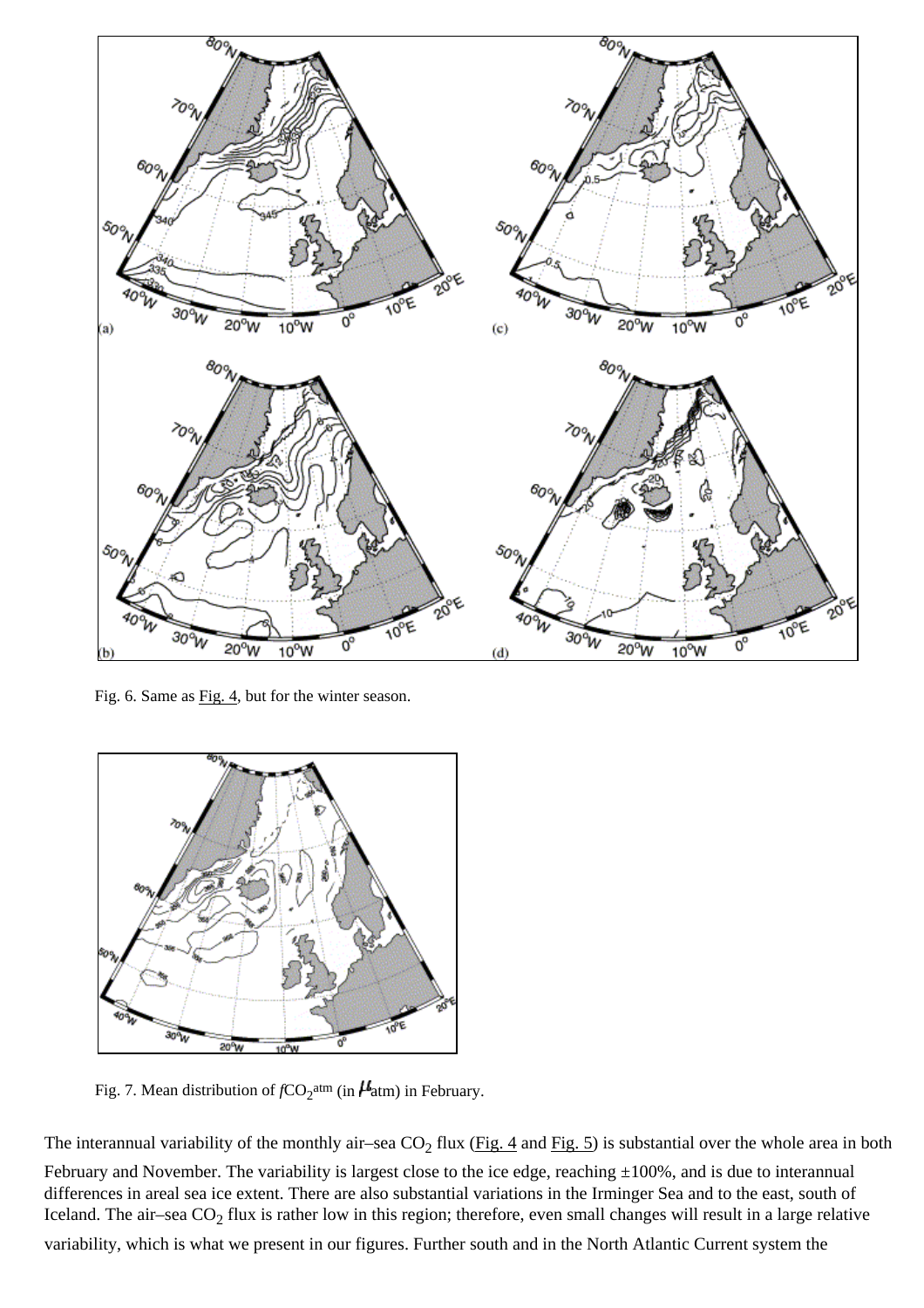Fig. 6. Same as Fig. 4, but for the winter season.

Fig. 7. Mean distribution of $fCO_2^{atm}$ (in $\mu$atm) in February.

The interannual variability of the monthly air–sea $CO_2$ flux (Fig. 4 and Fig. 5) is substantial over the whole area in both February and November. The variability is largest close to the ice edge, reaching ±100%, and is due to interannual differences in areal sea ice extent. There are also substantial variations in the Irminger Sea and to the east, south of Iceland. The air–sea $CO_2$ flux is rather low in this region; therefore, even small changes will result in a large relative variability, which is what we present in our figures. Further south and in the North Atlantic Current system the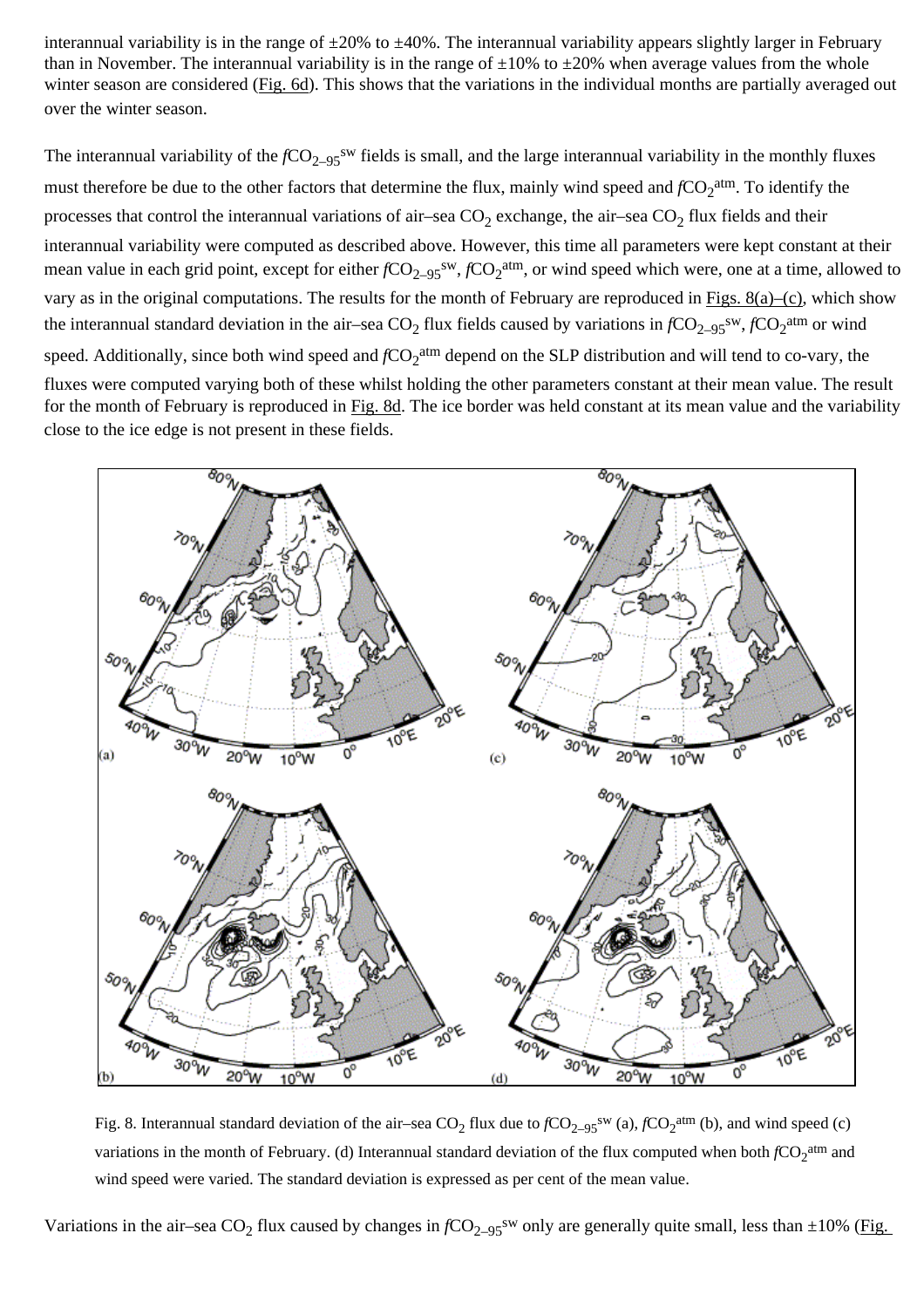interannual variability is in the range of ±20% to ±40%. The interannual variability appears slightly larger in February than in November. The interannual variability is in the range of ±10% to ±20% when average values from the whole winter season are considered (Fig. 6d). This shows that the variations in the individual months are partially averaged out over the winter season.

The interannual variability of the $fCO_{2\text{–}95}^{sw}$ fields is small, and the large interannual variability in the monthly fluxes must therefore be due to the other factors that determine the flux, mainly wind speed and $fCO_2^{atm}$. To identify the processes that control the interannual variations of air–sea $CO_2$ exchange, the air–sea $CO_2$ flux fields and their interannual variability were computed as described above. However, this time all parameters were kept constant at their mean value in each grid point, except for either $fCO_{2\text{–}95}^{sw}$, $fCO_2^{atm}$, or wind speed which were, one at a time, allowed to vary as in the original computations. The results for the month of February are reproduced in Figs. 8(a)–(c), which show the interannual standard deviation in the air–sea $CO_2$ flux fields caused by variations in $fCO_{2\text{–}95}^{sw}$, $fCO_2^{atm}$ or wind speed. Additionally, since both wind speed and $fCO_2^{atm}$ depend on the SLP distribution and will tend to co-vary, the fluxes were computed varying both of these whilst holding the other parameters constant at their mean value. The result for the month of February is reproduced in Fig. 8d. The ice border was held constant at its mean value and the variability close to the ice edge is not present in these fields.

Fig. 8. Interannual standard deviation of the air–sea $CO_2$ flux due to $fCO_{2\text{–}95}^{sw}$ (a), $fCO_2^{atm}$ (b), and wind speed (c) variations in the month of February. (d) Interannual standard deviation of the flux computed when both $fCO_2^{atm}$ and wind speed were varied. The standard deviation is expressed as per cent of the mean value.

Variations in the air–sea $CO_2$ flux caused by changes in $fCO_{2\text{–}95}^{sw}$ only are generally quite small, less than ±10% (Fig.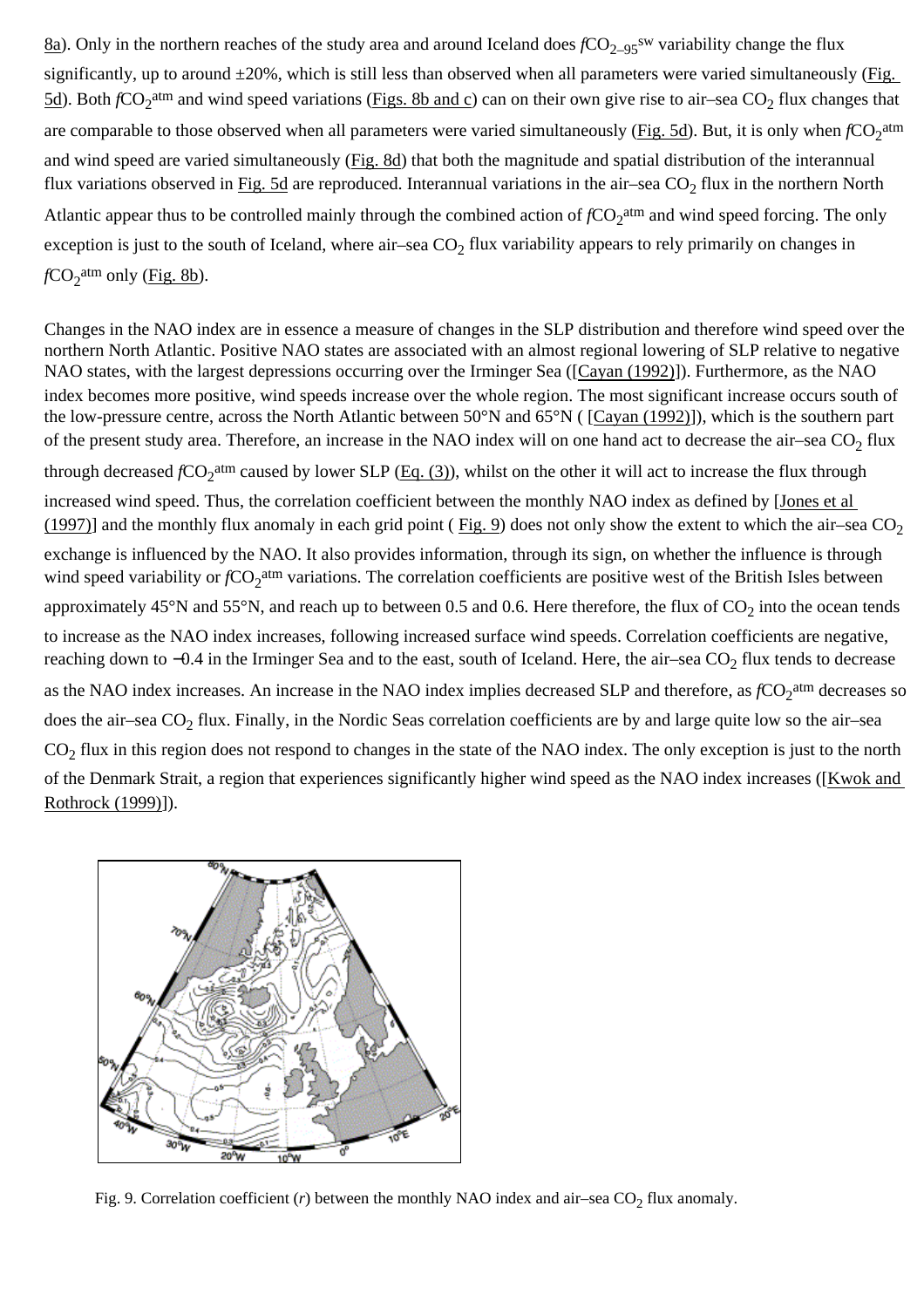8a). Only in the northern reaches of the study area and around Iceland does $fCO_{2\text{–}95}^{sw}$ variability change the flux significantly, up to around ±20%, which is still less than observed when all parameters were varied simultaneously (Fig. 5d). Both $fCO_2^{atm}$ and wind speed variations (Figs. 8b and c) can on their own give rise to air–sea $CO_2$ flux changes that are comparable to those observed when all parameters were varied simultaneously (Fig. 5d). But, it is only when $fCO_2^{atm}$ and wind speed are varied simultaneously (Fig. 8d) that both the magnitude and spatial distribution of the interannual flux variations observed in Fig. 5d are reproduced. Interannual variations in the air–sea $CO_2$ flux in the northern North Atlantic appear thus to be controlled mainly through the combined action of $fCO_2^{atm}$ and wind speed forcing. The only exception is just to the south of Iceland, where air–sea $CO_2$ flux variability appears to rely primarily on changes in $fCO_2^{atm}$ only (Fig. 8b).

Changes in the NAO index are in essence a measure of changes in the SLP distribution and therefore wind speed over the northern North Atlantic. Positive NAO states are associated with an almost regional lowering of SLP relative to negative NAO states, with the largest depressions occurring over the Irminger Sea ([Cayan (1992)]). Furthermore, as the NAO index becomes more positive, wind speeds increase over the whole region. The most significant increase occurs south of the low-pressure centre, across the North Atlantic between 50°N and 65°N ( [Cayan (1992)]), which is the southern part of the present study area. Therefore, an increase in the NAO index will on one hand act to decrease the air–sea $CO_2$ flux through decreased $fCO_2^{atm}$ caused by lower SLP (Eq. (3)), whilst on the other it will act to increase the flux through increased wind speed. Thus, the correlation coefficient between the monthly NAO index as defined by [Jones et al (1997)] and the monthly flux anomaly in each grid point ( Fig. 9) does not only show the extent to which the air–sea $CO_2$ exchange is influenced by the NAO. It also provides information, through its sign, on whether the influence is through wind speed variability or $fCO_2^{atm}$ variations. The correlation coefficients are positive west of the British Isles between approximately 45°N and 55°N, and reach up to between 0.5 and 0.6. Here therefore, the flux of $CO_2$ into the ocean tends to increase as the NAO index increases, following increased surface wind speeds. Correlation coefficients are negative, reaching down to −0.4 in the Irminger Sea and to the east, south of Iceland. Here, the air–sea $CO_2$ flux tends to decrease as the NAO index increases. An increase in the NAO index implies decreased SLP and therefore, as $fCO_2^{atm}$ decreases so does the air–sea $CO_2$ flux. Finally, in the Nordic Seas correlation coefficients are by and large quite low so the air–sea $CO_2$ flux in this region does not respond to changes in the state of the NAO index. The only exception is just to the north of the Denmark Strait, a region that experiences significantly higher wind speed as the NAO index increases ([Kwok and Rothrock (1999)]).

Fig. 9. Correlation coefficient ($r$) between the monthly NAO index and air–sea $CO_2$ flux anomaly.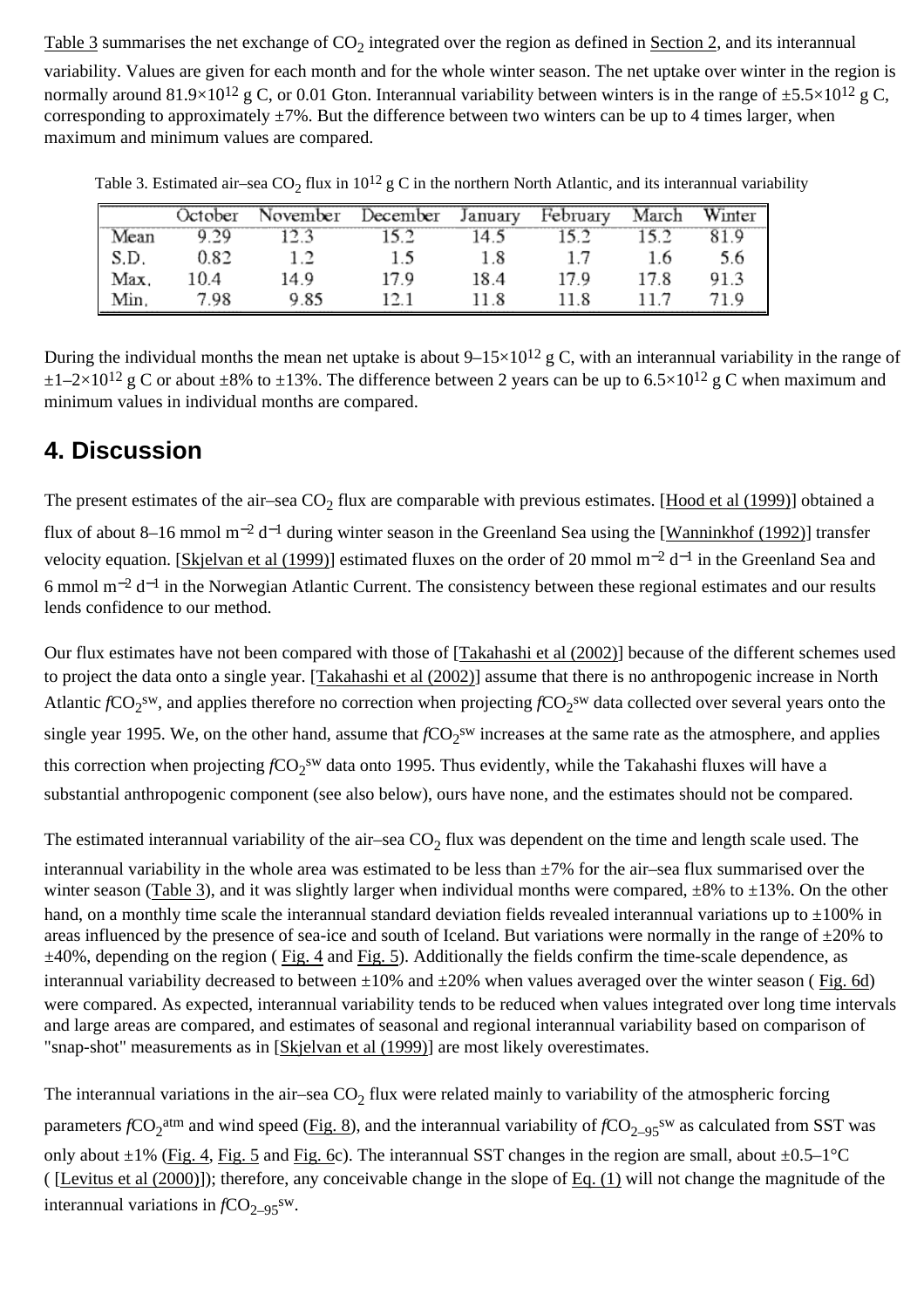Table 3 summarises the net exchange of $CO_2$ integrated over the region as defined in Section 2, and its interannual variability. Values are given for each month and for the whole winter season. The net uptake over winter in the region is normally around $81.9\times10^{12}$ g C, or 0.01 Gton. Interannual variability between winters is in the range of $\pm5.5\times10^{12}$ g C, corresponding to approximately ±7%. But the difference between two winters can be up to 4 times larger, when maximum and minimum values are compared.

Table 3. Estimated air–sea $CO_2$ flux in $10^{12}$ g C in the northern North Atlantic, and its interannual variability

| | October | November | December | January | February | March | Winter |
|---|---|---|---|---|---|---|---|
| Mean | 9.29 | 12.3 | 15.2 | 14.5 | 15.2 | 15.2 | 81.9 |
| S.D. | 0.82 | 1.2 | 1.5 | 1.8 | 1.7 | 1.6 | 5.6 |
| Max. | 10.4 | 14.9 | 17.9 | 18.4 | 17.9 | 17.8 | 91.3 |
| Min. | 7.98 | 9.85 | 12.1 | 11.8 | 11.8 | 11.7 | 71.9 |

During the individual months the mean net uptake is about $9–15\times10^{12}$ g C, with an interannual variability in the range of $\pm1–2\times10^{12}$ g C or about ±8% to ±13%. The difference between 2 years can be up to $6.5\times10^{12}$ g C when maximum and minimum values in individual months are compared.

## 4. Discussion

The present estimates of the air–sea $CO_2$ flux are comparable with previous estimates. [Hood et al (1999)] obtained a flux of about 8–16 mmol $m^{-2}$ $d^{-1}$ during winter season in the Greenland Sea using the [Wanninkhof (1992)] transfer velocity equation. [Skjelvan et al (1999)] estimated fluxes on the order of 20 mmol $m^{-2}$ $d^{-1}$ in the Greenland Sea and 6 mmol $m^{-2}$ $d^{-1}$ in the Norwegian Atlantic Current. The consistency between these regional estimates and our results lends confidence to our method.

Our flux estimates have not been compared with those of [Takahashi et al (2002)] because of the different schemes used to project the data onto a single year. [Takahashi et al (2002)] assume that there is no anthropogenic increase in North Atlantic $fCO_2^{sw}$, and applies therefore no correction when projecting $fCO_2^{sw}$ data collected over several years onto the single year 1995. We, on the other hand, assume that $fCO_2^{sw}$ increases at the same rate as the atmosphere, and applies this correction when projecting $fCO_2^{sw}$ data onto 1995. Thus evidently, while the Takahashi fluxes will have a substantial anthropogenic component (see also below), ours have none, and the estimates should not be compared.

The estimated interannual variability of the air–sea $CO_2$ flux was dependent on the time and length scale used. The interannual variability in the whole area was estimated to be less than ±7% for the air–sea flux summarised over the winter season (Table 3), and it was slightly larger when individual months were compared, ±8% to ±13%. On the other hand, on a monthly time scale the interannual standard deviation fields revealed interannual variations up to ±100% in areas influenced by the presence of sea-ice and south of Iceland. But variations were normally in the range of ±20% to ±40%, depending on the region ( Fig. 4 and Fig. 5). Additionally the fields confirm the time-scale dependence, as interannual variability decreased to between ±10% and ±20% when values averaged over the winter season ( Fig. 6d) were compared. As expected, interannual variability tends to be reduced when values integrated over long time intervals and large areas are compared, and estimates of seasonal and regional interannual variability based on comparison of "snap-shot" measurements as in [Skjelvan et al (1999)] are most likely overestimates.

The interannual variations in the air–sea $CO_2$ flux were related mainly to variability of the atmospheric forcing parameters $fCO_2^{atm}$ and wind speed (Fig. 8), and the interannual variability of $fCO_{2-95}^{sw}$ as calculated from SST was only about ±1% (Fig. 4, Fig. 5 and Fig. 6c). The interannual SST changes in the region are small, about ±0.5–1°C ( [Levitus et al (2000)]); therefore, any conceivable change in the slope of Eq. (1) will not change the magnitude of the interannual variations in $fCO_{2-95}^{sw}$.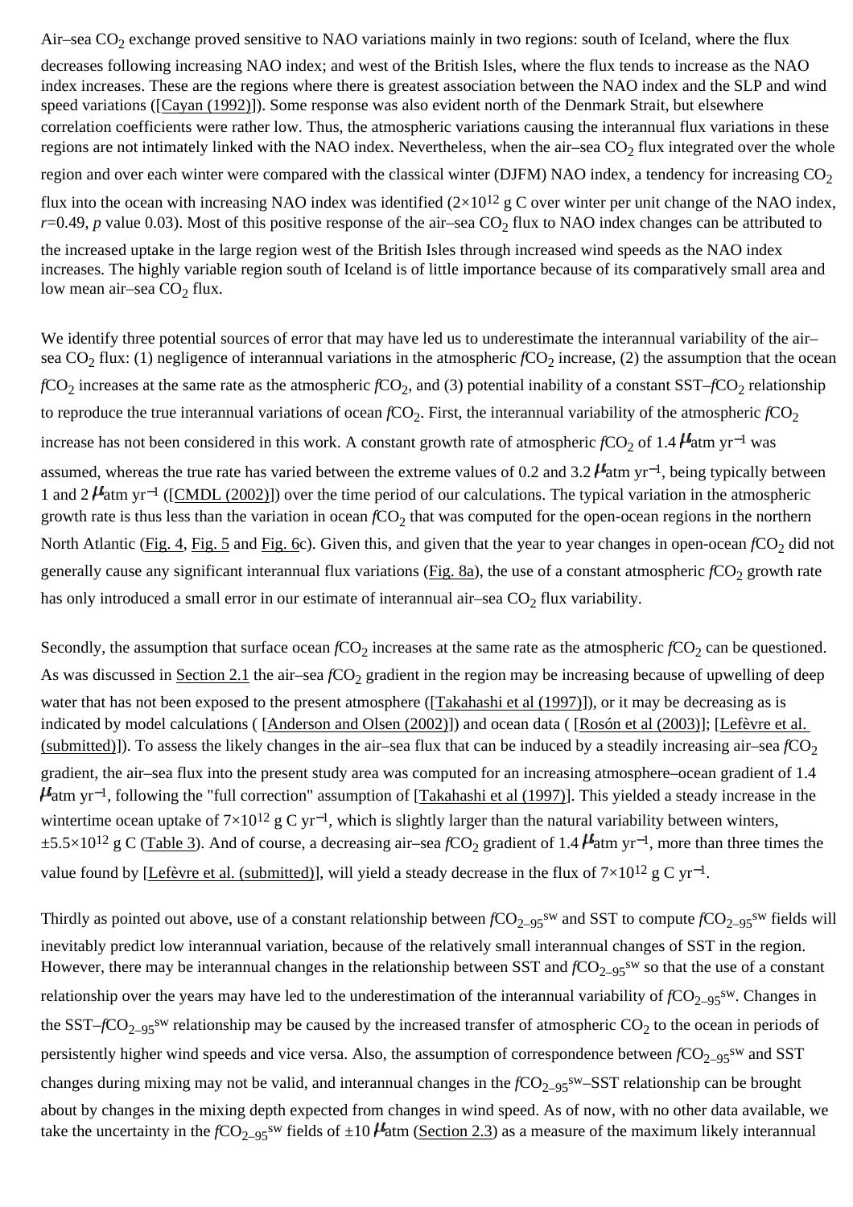Air–sea $CO_2$ exchange proved sensitive to NAO variations mainly in two regions: south of Iceland, where the flux decreases following increasing NAO index; and west of the British Isles, where the flux tends to increase as the NAO index increases. These are the regions where there is greatest association between the NAO index and the SLP and wind speed variations ([Cayan (1992)]). Some response was also evident north of the Denmark Strait, but elsewhere correlation coefficients were rather low. Thus, the atmospheric variations causing the interannual flux variations in these regions are not intimately linked with the NAO index. Nevertheless, when the air–sea $CO_2$ flux integrated over the whole region and over each winter were compared with the classical winter (DJFM) NAO index, a tendency for increasing $CO_2$ flux into the ocean with increasing NAO index was identified ($2\times10^{12}$ g C over winter per unit change of the NAO index, $r$=0.49, $p$ value 0.03). Most of this positive response of the air–sea $CO_2$ flux to NAO index changes can be attributed to the increased uptake in the large region west of the British Isles through increased wind speeds as the NAO index increases. The highly variable region south of Iceland is of little importance because of its comparatively small area and low mean air–sea $CO_2$ flux.

We identify three potential sources of error that may have led us to underestimate the interannual variability of the air–sea $CO_2$ flux: (1) negligence of interannual variations in the atmospheric $fCO_2$ increase, (2) the assumption that the ocean $fCO_2$ increases at the same rate as the atmospheric $fCO_2$, and (3) potential inability of a constant SST–$fCO_2$ relationship to reproduce the true interannual variations of ocean $fCO_2$. First, the interannual variability of the atmospheric $fCO_2$ increase has not been considered in this work. A constant growth rate of atmospheric $fCO_2$ of 1.4 $\mu$atm yr$^{-1}$ was assumed, whereas the true rate has varied between the extreme values of 0.2 and 3.2 $\mu$atm yr$^{-1}$, being typically between 1 and 2 $\mu$atm yr$^{-1}$ ([CMDL (2002)]) over the time period of our calculations. The typical variation in the atmospheric growth rate is thus less than the variation in ocean $fCO_2$ that was computed for the open-ocean regions in the northern North Atlantic (Fig. 4, Fig. 5 and Fig. 6c). Given this, and given that the year to year changes in open-ocean $fCO_2$ did not generally cause any significant interannual flux variations (Fig. 8a), the use of a constant atmospheric $fCO_2$ growth rate has only introduced a small error in our estimate of interannual air–sea $CO_2$ flux variability.

Secondly, the assumption that surface ocean $fCO_2$ increases at the same rate as the atmospheric $fCO_2$ can be questioned. As was discussed in Section 2.1 the air–sea $fCO_2$ gradient in the region may be increasing because of upwelling of deep water that has not been exposed to the present atmosphere ([Takahashi et al (1997)]), or it may be decreasing as is indicated by model calculations ( [Anderson and Olsen (2002)]) and ocean data ( [Rosón et al (2003)]; [Lefèvre et al. (submitted)]). To assess the likely changes in the air–sea flux that can be induced by a steadily increasing air–sea $fCO_2$ gradient, the air–sea flux into the present study area was computed for an increasing atmosphere–ocean gradient of 1.4 $\mu$atm yr$^{-1}$, following the "full correction" assumption of [Takahashi et al (1997)]. This yielded a steady increase in the wintertime ocean uptake of $7\times10^{12}$ g C yr$^{-1}$, which is slightly larger than the natural variability between winters, $\pm5.5\times10^{12}$ g C (Table 3). And of course, a decreasing air–sea $fCO_2$ gradient of 1.4 $\mu$atm yr$^{-1}$, more than three times the value found by [Lefèvre et al. (submitted)], will yield a steady decrease in the flux of $7\times10^{12}$ g C yr$^{-1}$.

Thirdly as pointed out above, use of a constant relationship between $fCO_{2\text{–}95}^{sw}$ and SST to compute $fCO_{2\text{–}95}^{sw}$ fields will inevitably predict low interannual variation, because of the relatively small interannual changes of SST in the region. However, there may be interannual changes in the relationship between SST and $fCO_{2\text{–}95}^{sw}$ so that the use of a constant relationship over the years may have led to the underestimation of the interannual variability of $fCO_{2\text{–}95}^{sw}$. Changes in the SST–$fCO_{2\text{–}95}^{sw}$ relationship may be caused by the increased transfer of atmospheric $CO_2$ to the ocean in periods of persistently higher wind speeds and vice versa. Also, the assumption of correspondence between $fCO_{2\text{–}95}^{sw}$ and SST changes during mixing may not be valid, and interannual changes in the $fCO_{2\text{–}95}^{sw}$–SST relationship can be brought about by changes in the mixing depth expected from changes in wind speed. As of now, with no other data available, we take the uncertainty in the $fCO_{2\text{–}95}^{sw}$ fields of $\pm10$ $\mu$atm (Section 2.3) as a measure of the maximum likely interannual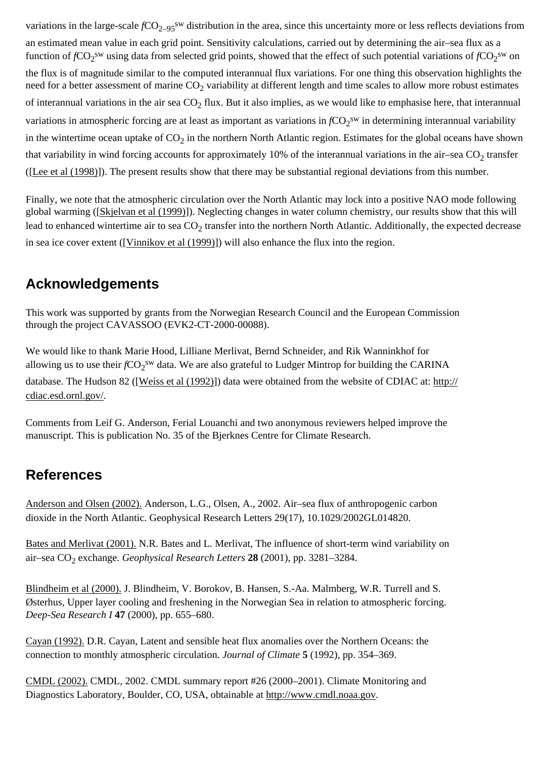variations in the large-scale $fCO_{2-95}^{sw}$ distribution in the area, since this uncertainty more or less reflects deviations from an estimated mean value in each grid point. Sensitivity calculations, carried out by determining the air–sea flux as a function of $fCO_2^{sw}$ using data from selected grid points, showed that the effect of such potential variations of $fCO_2^{sw}$ on the flux is of magnitude similar to the computed interannual flux variations. For one thing this observation highlights the need for a better assessment of marine $CO_2$ variability at different length and time scales to allow more robust estimates of interannual variations in the air sea $CO_2$ flux. But it also implies, as we would like to emphasise here, that interannual variations in atmospheric forcing are at least as important as variations in $fCO_2^{sw}$ in determining interannual variability in the wintertime ocean uptake of $CO_2$ in the northern North Atlantic region. Estimates for the global oceans have shown that variability in wind forcing accounts for approximately 10% of the interannual variations in the air–sea $CO_2$ transfer ([Lee et al (1998)]). The present results show that there may be substantial regional deviations from this number.

Finally, we note that the atmospheric circulation over the North Atlantic may lock into a positive NAO mode following global warming ([Skjelvan et al (1999)]). Neglecting changes in water column chemistry, our results show that this will lead to enhanced wintertime air to sea $CO_2$ transfer into the northern North Atlantic. Additionally, the expected decrease in sea ice cover extent ([Vinnikov et al (1999)]) will also enhance the flux into the region.

## Acknowledgements

This work was supported by grants from the Norwegian Research Council and the European Commission through the project CAVASSOO (EVK2-CT-2000-00088).

We would like to thank Marie Hood, Lilliane Merlivat, Bernd Schneider, and Rik Wanninkhof for allowing us to use their $fCO_2^{sw}$ data. We are also grateful to Ludger Mintrop for building the CARINA database. The Hudson 82 ([Weiss et al (1992)]) data were obtained from the website of CDIAC at: http://cdiac.esd.ornl.gov/.

Comments from Leif G. Anderson, Ferial Louanchi and two anonymous reviewers helped improve the manuscript. This is publication No. 35 of the Bjerknes Centre for Climate Research.

## References

Anderson and Olsen (2002). Anderson, L.G., Olsen, A., 2002. Air–sea flux of anthropogenic carbon dioxide in the North Atlantic. Geophysical Research Letters 29(17), 10.1029/2002GL014820.

Bates and Merlivat (2001). N.R. Bates and L. Merlivat, The influence of short-term wind variability on air–sea $CO_2$ exchange. *Geophysical Research Letters* **28** (2001), pp. 3281–3284.

Blindheim et al (2000). J. Blindheim, V. Borokov, B. Hansen, S.-Aa. Malmberg, W.R. Turrell and S. Østerhus, Upper layer cooling and freshening in the Norwegian Sea in relation to atmospheric forcing. *Deep-Sea Research I* **47** (2000), pp. 655–680.

Cayan (1992). D.R. Cayan, Latent and sensible heat flux anomalies over the Northern Oceans: the connection to monthly atmospheric circulation. *Journal of Climate* **5** (1992), pp. 354–369.

CMDL (2002). CMDL, 2002. CMDL summary report #26 (2000–2001). Climate Monitoring and Diagnostics Laboratory, Boulder, CO, USA, obtainable at http://www.cmdl.noaa.gov.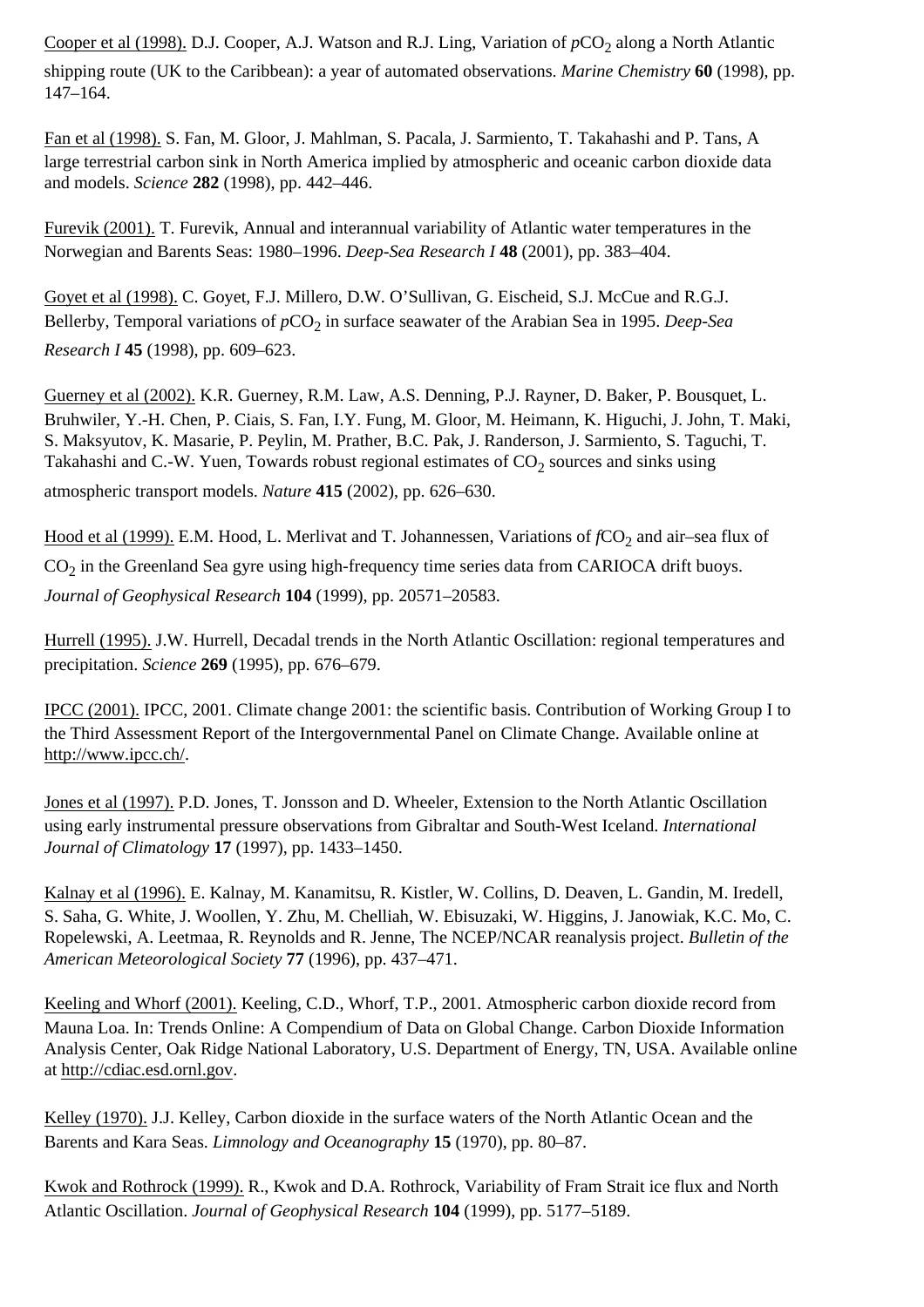Cooper et al (1998). D.J. Cooper, A.J. Watson and R.J. Ling, Variation of $pCO_2$ along a North Atlantic shipping route (UK to the Caribbean): a year of automated observations. *Marine Chemistry* **60** (1998), pp. 147–164.

Fan et al (1998). S. Fan, M. Gloor, J. Mahlman, S. Pacala, J. Sarmiento, T. Takahashi and P. Tans, A large terrestrial carbon sink in North America implied by atmospheric and oceanic carbon dioxide data and models. *Science* **282** (1998), pp. 442–446.

Furevik (2001). T. Furevik, Annual and interannual variability of Atlantic water temperatures in the Norwegian and Barents Seas: 1980–1996. *Deep-Sea Research I* **48** (2001), pp. 383–404.

Goyet et al (1998). C. Goyet, F.J. Millero, D.W. O'Sullivan, G. Eischeid, S.J. McCue and R.G.J. Bellerby, Temporal variations of $pCO_2$ in surface seawater of the Arabian Sea in 1995. *Deep-Sea Research I* **45** (1998), pp. 609–623.

Guerney et al (2002). K.R. Guerney, R.M. Law, A.S. Denning, P.J. Rayner, D. Baker, P. Bousquet, L. Bruhwiler, Y.-H. Chen, P. Ciais, S. Fan, I.Y. Fung, M. Gloor, M. Heimann, K. Higuchi, J. John, T. Maki, S. Maksyutov, K. Masarie, P. Peylin, M. Prather, B.C. Pak, J. Randerson, J. Sarmiento, S. Taguchi, T. Takahashi and C.-W. Yuen, Towards robust regional estimates of $CO_2$ sources and sinks using atmospheric transport models. *Nature* **415** (2002), pp. 626–630.

Hood et al (1999). E.M. Hood, L. Merlivat and T. Johannessen, Variations of $fCO_2$ and air–sea flux of $CO_2$ in the Greenland Sea gyre using high-frequency time series data from CARIOCA drift buoys. *Journal of Geophysical Research* **104** (1999), pp. 20571–20583.

Hurrell (1995). J.W. Hurrell, Decadal trends in the North Atlantic Oscillation: regional temperatures and precipitation. *Science* **269** (1995), pp. 676–679.

IPCC (2001). IPCC, 2001. Climate change 2001: the scientific basis. Contribution of Working Group I to the Third Assessment Report of the Intergovernmental Panel on Climate Change. Available online at http://www.ipcc.ch/.

Jones et al (1997). P.D. Jones, T. Jonsson and D. Wheeler, Extension to the North Atlantic Oscillation using early instrumental pressure observations from Gibraltar and South-West Iceland. *International Journal of Climatology* **17** (1997), pp. 1433–1450.

Kalnay et al (1996). E. Kalnay, M. Kanamitsu, R. Kistler, W. Collins, D. Deaven, L. Gandin, M. Iredell, S. Saha, G. White, J. Woollen, Y. Zhu, M. Chelliah, W. Ebisuzaki, W. Higgins, J. Janowiak, K.C. Mo, C. Ropelewski, A. Leetmaa, R. Reynolds and R. Jenne, The NCEP/NCAR reanalysis project. *Bulletin of the American Meteorological Society* **77** (1996), pp. 437–471.

Keeling and Whorf (2001). Keeling, C.D., Whorf, T.P., 2001. Atmospheric carbon dioxide record from Mauna Loa. In: Trends Online: A Compendium of Data on Global Change. Carbon Dioxide Information Analysis Center, Oak Ridge National Laboratory, U.S. Department of Energy, TN, USA. Available online at http://cdiac.esd.ornl.gov.

Kelley (1970). J.J. Kelley, Carbon dioxide in the surface waters of the North Atlantic Ocean and the Barents and Kara Seas. *Limnology and Oceanography* **15** (1970), pp. 80–87.

Kwok and Rothrock (1999). R., Kwok and D.A. Rothrock, Variability of Fram Strait ice flux and North Atlantic Oscillation. *Journal of Geophysical Research* **104** (1999), pp. 5177–5189.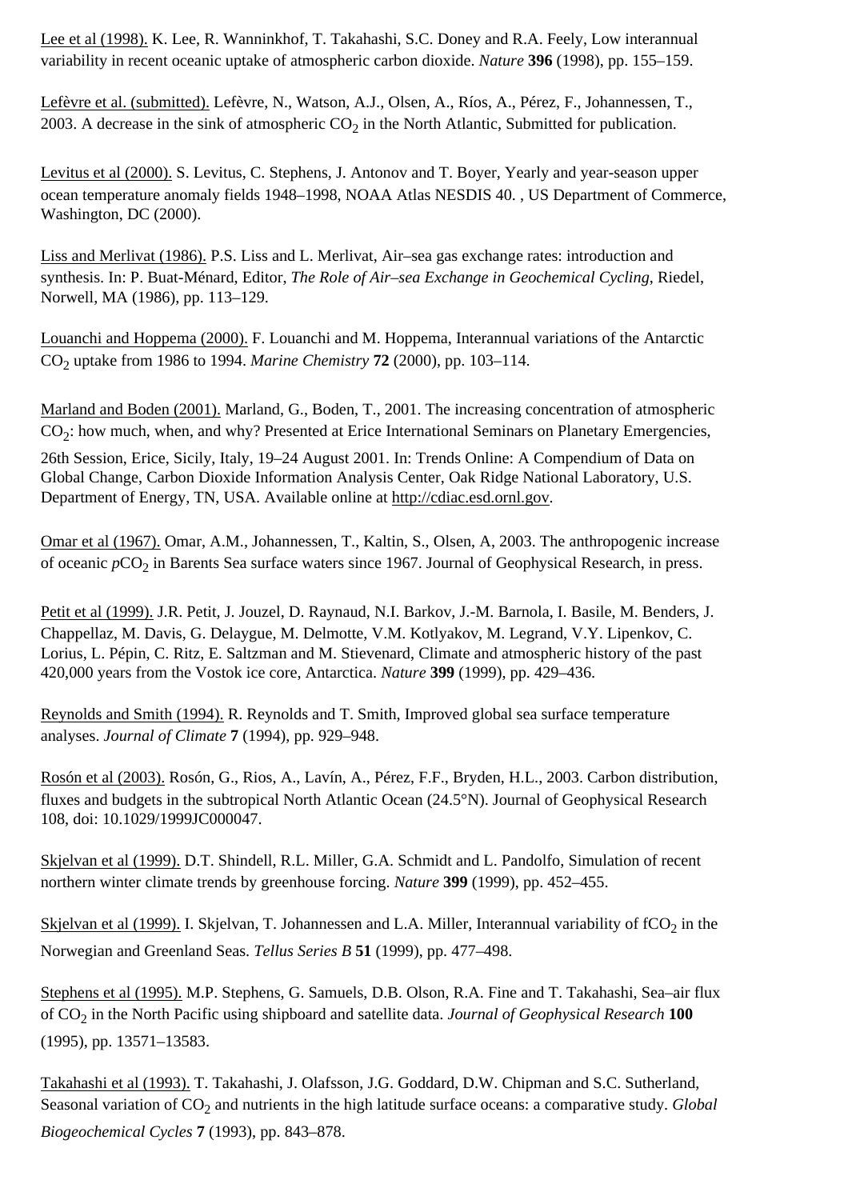Lee et al (1998). K. Lee, R. Wanninkhof, T. Takahashi, S.C. Doney and R.A. Feely, Low interannual variability in recent oceanic uptake of atmospheric carbon dioxide. *Nature* **396** (1998), pp. 155–159.

Lefèvre et al. (submitted). Lefèvre, N., Watson, A.J., Olsen, A., Ríos, A., Pérez, F., Johannessen, T., 2003. A decrease in the sink of atmospheric $CO_2$ in the North Atlantic, Submitted for publication.

Levitus et al (2000). S. Levitus, C. Stephens, J. Antonov and T. Boyer, Yearly and year-season upper ocean temperature anomaly fields 1948–1998, NOAA Atlas NESDIS 40. , US Department of Commerce, Washington, DC (2000).

Liss and Merlivat (1986). P.S. Liss and L. Merlivat, Air–sea gas exchange rates: introduction and synthesis. In: P. Buat-Ménard, Editor, *The Role of Air–sea Exchange in Geochemical Cycling*, Riedel, Norwell, MA (1986), pp. 113–129.

Louanchi and Hoppema (2000). F. Louanchi and M. Hoppema, Interannual variations of the Antarctic $CO_2$ uptake from 1986 to 1994. *Marine Chemistry* **72** (2000), pp. 103–114.

Marland and Boden (2001). Marland, G., Boden, T., 2001. The increasing concentration of atmospheric $CO_2$: how much, when, and why? Presented at Erice International Seminars on Planetary Emergencies, 26th Session, Erice, Sicily, Italy, 19–24 August 2001. In: Trends Online: A Compendium of Data on Global Change, Carbon Dioxide Information Analysis Center, Oak Ridge National Laboratory, U.S. Department of Energy, TN, USA. Available online at http://cdiac.esd.ornl.gov.

Omar et al (1967). Omar, A.M., Johannessen, T., Kaltin, S., Olsen, A, 2003. The anthropogenic increase of oceanic $pCO_2$ in Barents Sea surface waters since 1967. Journal of Geophysical Research, in press.

Petit et al (1999). J.R. Petit, J. Jouzel, D. Raynaud, N.I. Barkov, J.-M. Barnola, I. Basile, M. Benders, J. Chappellaz, M. Davis, G. Delaygue, M. Delmotte, V.M. Kotlyakov, M. Legrand, V.Y. Lipenkov, C. Lorius, L. Pépin, C. Ritz, E. Saltzman and M. Stievenard, Climate and atmospheric history of the past 420,000 years from the Vostok ice core, Antarctica. *Nature* **399** (1999), pp. 429–436.

Reynolds and Smith (1994). R. Reynolds and T. Smith, Improved global sea surface temperature analyses. *Journal of Climate* **7** (1994), pp. 929–948.

Rosón et al (2003). Rosón, G., Rios, A., Lavín, A., Pérez, F.F., Bryden, H.L., 2003. Carbon distribution, fluxes and budgets in the subtropical North Atlantic Ocean (24.5°N). Journal of Geophysical Research 108, doi: 10.1029/1999JC000047.

Skjelvan et al (1999). D.T. Shindell, R.L. Miller, G.A. Schmidt and L. Pandolfo, Simulation of recent northern winter climate trends by greenhouse forcing. *Nature* **399** (1999), pp. 452–455.

Skjelvan et al (1999). I. Skjelvan, T. Johannessen and L.A. Miller, Interannual variability of $fCO_2$ in the Norwegian and Greenland Seas. *Tellus Series B* **51** (1999), pp. 477–498.

Stephens et al (1995). M.P. Stephens, G. Samuels, D.B. Olson, R.A. Fine and T. Takahashi, Sea–air flux of $CO_2$ in the North Pacific using shipboard and satellite data. *Journal of Geophysical Research* **100** (1995), pp. 13571–13583.

Takahashi et al (1993). T. Takahashi, J. Olafsson, J.G. Goddard, D.W. Chipman and S.C. Sutherland, Seasonal variation of $CO_2$ and nutrients in the high latitude surface oceans: a comparative study. *Global Biogeochemical Cycles* **7** (1993), pp. 843–878.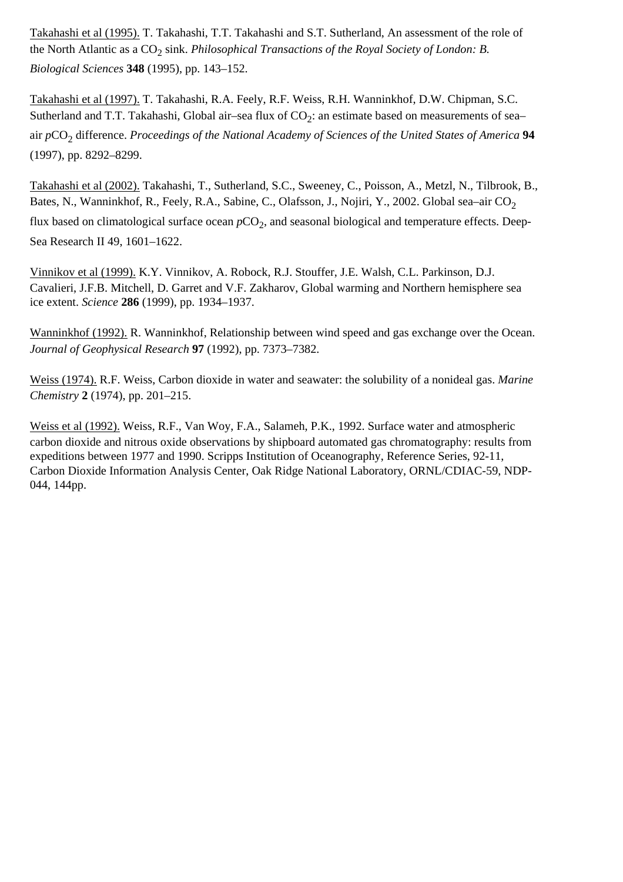Takahashi et al (1995). T. Takahashi, T.T. Takahashi and S.T. Sutherland, An assessment of the role of the North Atlantic as a $CO_2$ sink. *Philosophical Transactions of the Royal Society of London: B. Biological Sciences* **348** (1995), pp. 143–152.

Takahashi et al (1997). T. Takahashi, R.A. Feely, R.F. Weiss, R.H. Wanninkhof, D.W. Chipman, S.C. Sutherland and T.T. Takahashi, Global air–sea flux of $CO_2$: an estimate based on measurements of sea–air $pCO_2$ difference. *Proceedings of the National Academy of Sciences of the United States of America* **94** (1997), pp. 8292–8299.

Takahashi et al (2002). Takahashi, T., Sutherland, S.C., Sweeney, C., Poisson, A., Metzl, N., Tilbrook, B., Bates, N., Wanninkhof, R., Feely, R.A., Sabine, C., Olafsson, J., Nojiri, Y., 2002. Global sea–air $CO_2$ flux based on climatological surface ocean $pCO_2$, and seasonal biological and temperature effects. Deep-Sea Research II 49, 1601–1622.

Vinnikov et al (1999). K.Y. Vinnikov, A. Robock, R.J. Stouffer, J.E. Walsh, C.L. Parkinson, D.J. Cavalieri, J.F.B. Mitchell, D. Garret and V.F. Zakharov, Global warming and Northern hemisphere sea ice extent. *Science* **286** (1999), pp. 1934–1937.

Wanninkhof (1992). R. Wanninkhof, Relationship between wind speed and gas exchange over the Ocean. *Journal of Geophysical Research* **97** (1992), pp. 7373–7382.

Weiss (1974). R.F. Weiss, Carbon dioxide in water and seawater: the solubility of a nonideal gas. *Marine Chemistry* **2** (1974), pp. 201–215.

Weiss et al (1992). Weiss, R.F., Van Woy, F.A., Salameh, P.K., 1992. Surface water and atmospheric carbon dioxide and nitrous oxide observations by shipboard automated gas chromatography: results from expeditions between 1977 and 1990. Scripps Institution of Oceanography, Reference Series, 92-11, Carbon Dioxide Information Analysis Center, Oak Ridge National Laboratory, ORNL/CDIAC-59, NDP-044, 144pp.